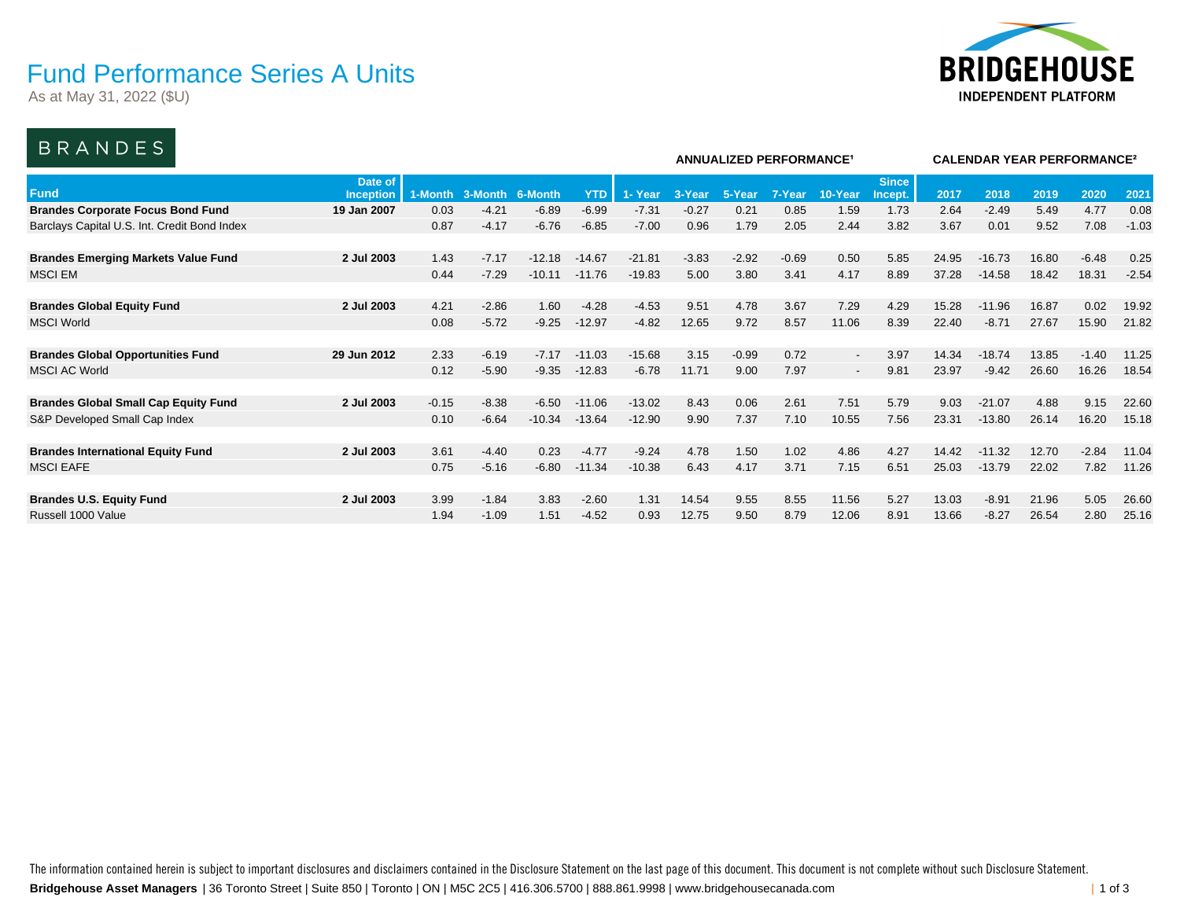# Fund Performance Series A Units

As at May 31, 2022 ($U)

BRIDGEHOUSE INDEPENDENT PLATFORM

## BRANDES

| Fund | Date of Inception | 1-Month | 3-Month | 6-Month | YTD | 1- Year | 3-Year | 5-Year | 7-Year | 10-Year | Since Incept. | 2017 | 2018 | 2019 | 2020 | 2021 |
|---|---|---|---|---|---|---|---|---|---|---|---|---|---|---|---|---|
| | | | | | | ANNUALIZED PERFORMANCE[1] | | | | | | CALENDAR YEAR PERFORMANCE[2] | | | | |
| **Brandes Corporate Focus Bond Fund** | **19 Jan 2007** | 0.03 | -4.21 | -6.89 | -6.99 | -7.31 | -0.27 | 0.21 | 0.85 | 1.59 | 1.73 | 2.64 | -2.49 | 5.49 | 4.77 | 0.08 |
| Barclays Capital U.S. Int. Credit Bond Index | | 0.87 | -4.17 | -6.76 | -6.85 | -7.00 | 0.96 | 1.79 | 2.05 | 2.44 | 3.82 | 3.67 | 0.01 | 9.52 | 7.08 | -1.03 |
| **Brandes Emerging Markets Value Fund** | **2 Jul 2003** | 1.43 | -7.17 | -12.18 | -14.67 | -21.81 | -3.83 | -2.92 | -0.69 | 0.50 | 5.85 | 24.95 | -16.73 | 16.80 | -6.48 | 0.25 |
| MSCI EM | | 0.44 | -7.29 | -10.11 | -11.76 | -19.83 | 5.00 | 3.80 | 3.41 | 4.17 | 8.89 | 37.28 | -14.58 | 18.42 | 18.31 | -2.54 |
| **Brandes Global Equity Fund** | **2 Jul 2003** | 4.21 | -2.86 | 1.60 | -4.28 | -4.53 | 9.51 | 4.78 | 3.67 | 7.29 | 4.29 | 15.28 | -11.96 | 16.87 | 0.02 | 19.92 |
| MSCI World | | 0.08 | -5.72 | -9.25 | -12.97 | -4.82 | 12.65 | 9.72 | 8.57 | 11.06 | 8.39 | 22.40 | -8.71 | 27.67 | 15.90 | 21.82 |
| **Brandes Global Opportunities Fund** | **29 Jun 2012** | 2.33 | -6.19 | -7.17 | -11.03 | -15.68 | 3.15 | -0.99 | 0.72 | - | 3.97 | 14.34 | -18.74 | 13.85 | -1.40 | 11.25 |
| MSCI AC World | | 0.12 | -5.90 | -9.35 | -12.83 | -6.78 | 11.71 | 9.00 | 7.97 | - | 9.81 | 23.97 | -9.42 | 26.60 | 16.26 | 18.54 |
| **Brandes Global Small Cap Equity Fund** | **2 Jul 2003** | -0.15 | -8.38 | -6.50 | -11.06 | -13.02 | 8.43 | 0.06 | 2.61 | 7.51 | 5.79 | 9.03 | -21.07 | 4.88 | 9.15 | 22.60 |
| S&P Developed Small Cap Index | | 0.10 | -6.64 | -10.34 | -13.64 | -12.90 | 9.90 | 7.37 | 7.10 | 10.55 | 7.56 | 23.31 | -13.80 | 26.14 | 16.20 | 15.18 |
| **Brandes International Equity Fund** | **2 Jul 2003** | 3.61 | -4.40 | 0.23 | -4.77 | -9.24 | 4.78 | 1.50 | 1.02 | 4.86 | 4.27 | 14.42 | -11.32 | 12.70 | -2.84 | 11.04 |
| MSCI EAFE | | 0.75 | -5.16 | -6.80 | -11.34 | -10.38 | 6.43 | 4.17 | 3.71 | 7.15 | 6.51 | 25.03 | -13.79 | 22.02 | 7.82 | 11.26 |
| **Brandes U.S. Equity Fund** | **2 Jul 2003** | 3.99 | -1.84 | 3.83 | -2.60 | 1.31 | 14.54 | 9.55 | 8.55 | 11.56 | 5.27 | 13.03 | -8.91 | 21.96 | 5.05 | 26.60 |
| Russell 1000 Value | | 1.94 | -1.09 | 1.51 | -4.52 | 0.93 | 12.75 | 9.50 | 8.79 | 12.06 | 8.91 | 13.66 | -8.27 | 26.54 | 2.80 | 25.16 |

The information contained herein is subject to important disclosures and disclaimers contained in the Disclosure Statement on the last page of this document. This document is not complete without such Disclosure Statement.

**Bridgehouse Asset Managers** | 36 Toronto Street | Suite 850 | Toronto | ON | M5C 2C5 | 416.306.5700 | 888.861.9998 | www.bridgehousecanada.com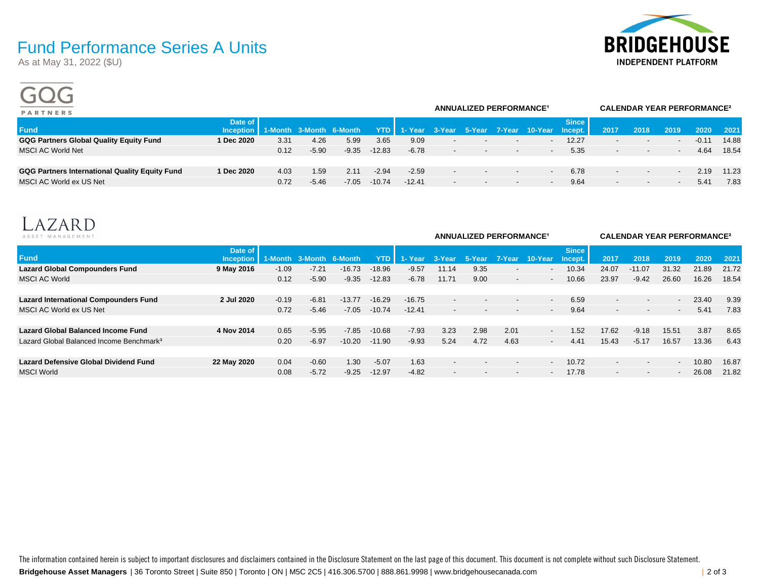# Fund Performance Series A Units

As at May 31, 2022 ($U)

## GQG PARTNERS

| Fund | Date of Inception | 1-Month | 3-Month | 6-Month | YTD | 1- Year | 3-Year | 5-Year | 7-Year | 10-Year | Since Incept. | 2017 | 2018 | 2019 | 2020 | 2021 |
|---|---|---|---|---|---|---|---|---|---|---|---|---|---|---|---|---|
| | | | | | | ANNUALIZED PERFORMANCE[1] | | | | | | CALENDAR YEAR PERFORMANCE[2] | | | | |
| **GQG Partners Global Quality Equity Fund** | **1 Dec 2020** | 3.31 | 4.26 | 5.99 | 3.65 | 9.09 | - | - | - | - | 12.27 | - | - | - | -0.11 | 14.88 |
| MSCI AC World Net | | 0.12 | -5.90 | -9.35 | -12.83 | -6.78 | - | - | - | - | 5.35 | - | - | - | 4.64 | 18.54 |
| **GQG Partners International Quality Equity Fund** | **1 Dec 2020** | 4.03 | 1.59 | 2.11 | -2.94 | -2.59 | - | - | - | - | 6.78 | - | - | - | 2.19 | 11.23 |
| MSCI AC World ex US Net | | 0.72 | -5.46 | -7.05 | -10.74 | -12.41 | - | - | - | - | 9.64 | - | - | - | 5.41 | 7.83 |

## LAZARD ASSET MANAGEMENT

| Fund | Date of Inception | 1-Month | 3-Month | 6-Month | YTD | 1- Year | 3-Year | 5-Year | 7-Year | 10-Year | Since Incept. | 2017 | 2018 | 2019 | 2020 | 2021 |
|---|---|---|---|---|---|---|---|---|---|---|---|---|---|---|---|---|
| | | | | | | ANNUALIZED PERFORMANCE[1] | | | | | | CALENDAR YEAR PERFORMANCE[2] | | | | |
| **Lazard Global Compounders Fund** | **9 May 2016** | -1.09 | -7.21 | -16.73 | -18.96 | -9.57 | 11.14 | 9.35 | - | - | 10.34 | 24.07 | -11.07 | 31.32 | 21.89 | 21.72 |
| MSCI AC World | | 0.12 | -5.90 | -9.35 | -12.83 | -6.78 | 11.71 | 9.00 | - | - | 10.66 | 23.97 | -9.42 | 26.60 | 16.26 | 18.54 |
| **Lazard International Compounders Fund** | **2 Jul 2020** | -0.19 | -6.81 | -13.77 | -16.29 | -16.75 | - | - | - | - | 6.59 | - | - | - | 23.40 | 9.39 |
| MSCI AC World ex US Net | | 0.72 | -5.46 | -7.05 | -10.74 | -12.41 | - | - | - | - | 9.64 | - | - | - | 5.41 | 7.83 |
| **Lazard Global Balanced Income Fund** | **4 Nov 2014** | 0.65 | -5.95 | -7.85 | -10.68 | -7.93 | 3.23 | 2.98 | 2.01 | - | 1.52 | 17.62 | -9.18 | 15.51 | 3.87 | 8.65 |
| Lazard Global Balanced Income Benchmark[3] | | 0.20 | -6.97 | -10.20 | -11.90 | -9.93 | 5.24 | 4.72 | 4.63 | - | 4.41 | 15.43 | -5.17 | 16.57 | 13.36 | 6.43 |
| **Lazard Defensive Global Dividend Fund** | **22 May 2020** | 0.04 | -0.60 | 1.30 | -5.07 | 1.63 | - | - | - | - | 10.72 | - | - | - | 10.80 | 16.87 |
| MSCI World | | 0.08 | -5.72 | -9.25 | -12.97 | -4.82 | - | - | - | - | 17.78 | - | - | - | 26.08 | 21.82 |

The information contained herein is subject to important disclosures and disclaimers contained in the Disclosure Statement on the last page of this document. This document is not complete without such Disclosure Statement.

**Bridgehouse Asset Managers** | 36 Toronto Street | Suite 850 | Toronto | ON | M5C 2C5 | 416.306.5700 | 888.861.9998 | www.bridgehousecanada.com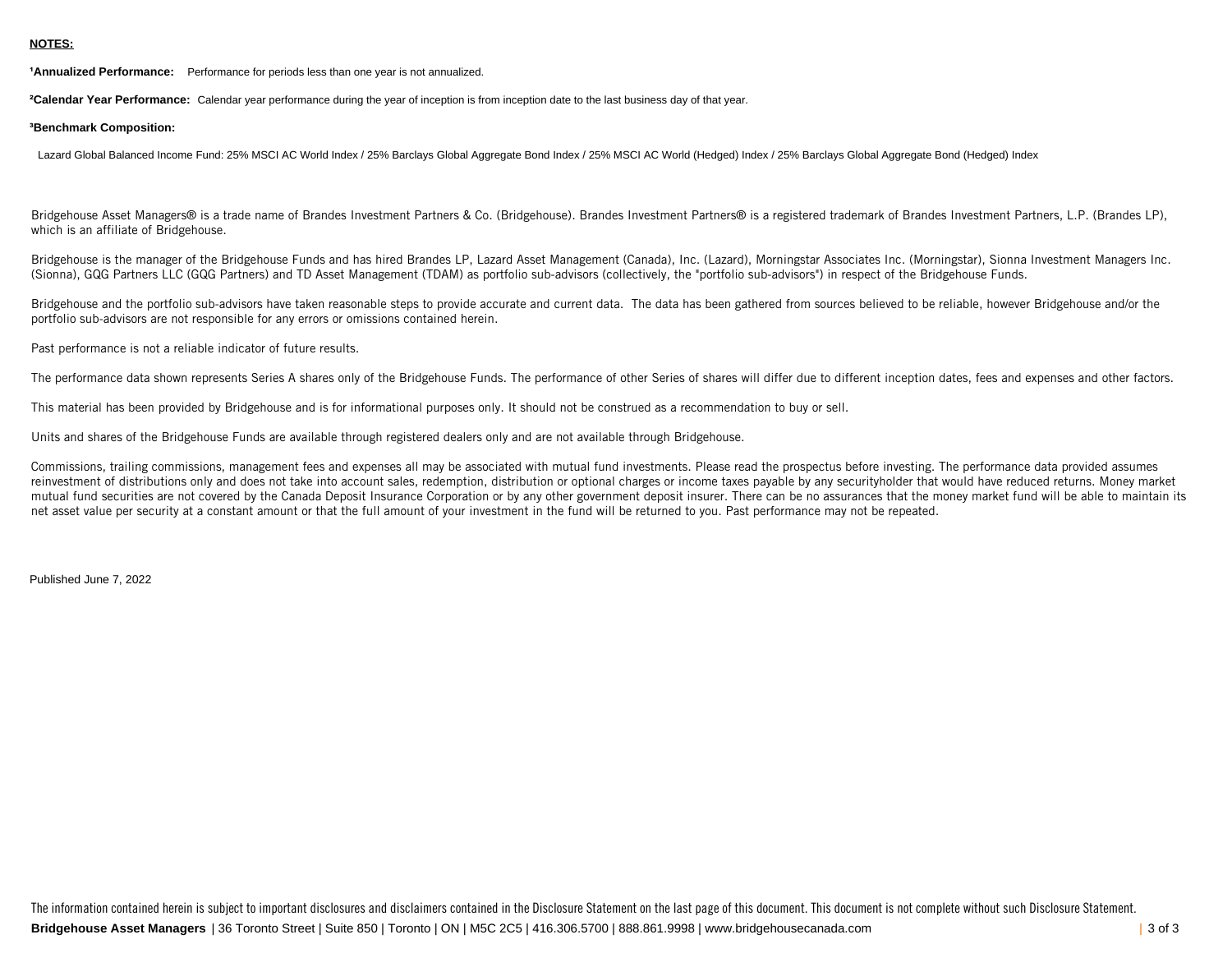**NOTES:**

[1]**Annualized Performance:** Performance for periods less than one year is not annualized.

[2]**Calendar Year Performance:** Calendar year performance during the year of inception is from inception date to the last business day of that year.

[3]**Benchmark Composition:**

Lazard Global Balanced Income Fund: 25% MSCI AC World Index / 25% Barclays Global Aggregate Bond Index / 25% MSCI AC World (Hedged) Index / 25% Barclays Global Aggregate Bond (Hedged) Index

Bridgehouse Asset Managers® is a trade name of Brandes Investment Partners & Co. (Bridgehouse). Brandes Investment Partners® is a registered trademark of Brandes Investment Partners, L.P. (Brandes LP), which is an affiliate of Bridgehouse.

Bridgehouse is the manager of the Bridgehouse Funds and has hired Brandes LP, Lazard Asset Management (Canada), Inc. (Lazard), Morningstar Associates Inc. (Morningstar), Sionna Investment Managers Inc. (Sionna), GQG Partners LLC (GQG Partners) and TD Asset Management (TDAM) as portfolio sub-advisors (collectively, the "portfolio sub-advisors") in respect of the Bridgehouse Funds.

Bridgehouse and the portfolio sub-advisors have taken reasonable steps to provide accurate and current data. The data has been gathered from sources believed to be reliable, however Bridgehouse and/or the portfolio sub-advisors are not responsible for any errors or omissions contained herein.

Past performance is not a reliable indicator of future results.

The performance data shown represents Series A shares only of the Bridgehouse Funds. The performance of other Series of shares will differ due to different inception dates, fees and expenses and other factors.

This material has been provided by Bridgehouse and is for informational purposes only. It should not be construed as a recommendation to buy or sell.

Units and shares of the Bridgehouse Funds are available through registered dealers only and are not available through Bridgehouse.

Commissions, trailing commissions, management fees and expenses all may be associated with mutual fund investments. Please read the prospectus before investing. The performance data provided assumes reinvestment of distributions only and does not take into account sales, redemption, distribution or optional charges or income taxes payable by any securityholder that would have reduced returns. Money market mutual fund securities are not covered by the Canada Deposit Insurance Corporation or by any other government deposit insurer. There can be no assurances that the money market fund will be able to maintain its net asset value per security at a constant amount or that the full amount of your investment in the fund will be returned to you. Past performance may not be repeated.

Published June 7, 2022

The information contained herein is subject to important disclosures and disclaimers contained in the Disclosure Statement on the last page of this document. This document is not complete without such Disclosure Statement.

**Bridgehouse Asset Managers** | 36 Toronto Street | Suite 850 | Toronto | ON | M5C 2C5 | 416.306.5700 | 888.861.9998 | www.bridgehousecanada.com